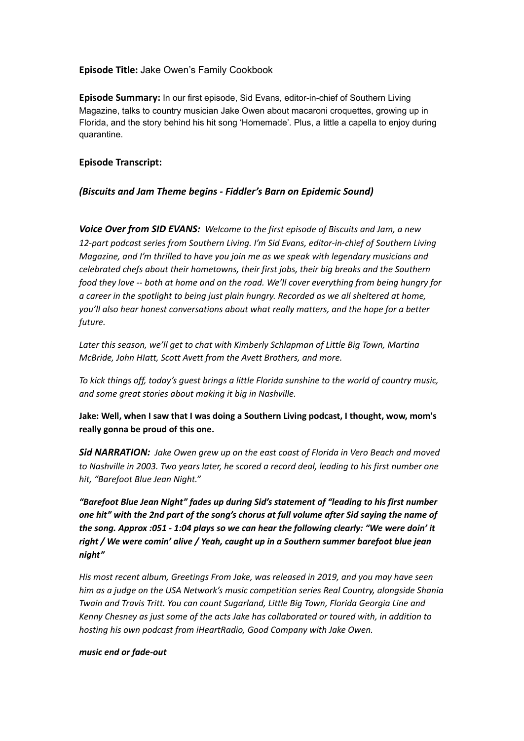**Episode Title:** Jake Owen's Family Cookbook

**Episode Summary:** In our first episode, Sid Evans, editor-in-chief of Southern Living Magazine, talks to country musician Jake Owen about macaroni croquettes, growing up in Florida, and the story behind his hit song 'Homemade'. Plus, a little a capella to enjoy during quarantine.

**Episode Transcript:**

***(Biscuits and Jam Theme begins - Fiddler's Barn on Epidemic Sound)***

***Voice Over from SID EVANS:*** *Welcome to the first episode of Biscuits and Jam, a new 12-part podcast series from Southern Living. I'm Sid Evans, editor-in-chief of Southern Living Magazine, and I'm thrilled to have you join me as we speak with legendary musicians and celebrated chefs about their hometowns, their first jobs, their big breaks and the Southern food they love -- both at home and on the road. We'll cover everything from being hungry for a career in the spotlight to being just plain hungry. Recorded as we all sheltered at home, you'll also hear honest conversations about what really matters, and the hope for a better future.*

*Later this season, we'll get to chat with Kimberly Schlapman of Little Big Town, Martina McBride, John HIatt, Scott Avett from the Avett Brothers, and more.*

*To kick things off, today's guest brings a little Florida sunshine to the world of country music, and some great stories about making it big in Nashville.*

**Jake: Well, when I saw that I was doing a Southern Living podcast, I thought, wow, mom's really gonna be proud of this one.**

***Sid NARRATION:*** *Jake Owen grew up on the east coast of Florida in Vero Beach and moved to Nashville in 2003. Two years later, he scored a record deal, leading to his first number one hit, "Barefoot Blue Jean Night."*

***"Barefoot Blue Jean Night" fades up during Sid's statement of "leading to his first number one hit" with the 2nd part of the song's chorus at full volume after Sid saying the name of the song. Approx :051 - 1:04 plays so we can hear the following clearly: "We were doin' it right / We were comin' alive / Yeah, caught up in a Southern summer barefoot blue jean night"***

*His most recent album, Greetings From Jake, was released in 2019, and you may have seen him as a judge on the USA Network's music competition series Real Country, alongside Shania Twain and Travis Tritt. You can count Sugarland, Little Big Town, Florida Georgia Line and Kenny Chesney as just some of the acts Jake has collaborated or toured with, in addition to hosting his own podcast from iHeartRadio, Good Company with Jake Owen.*

***music end or fade-out***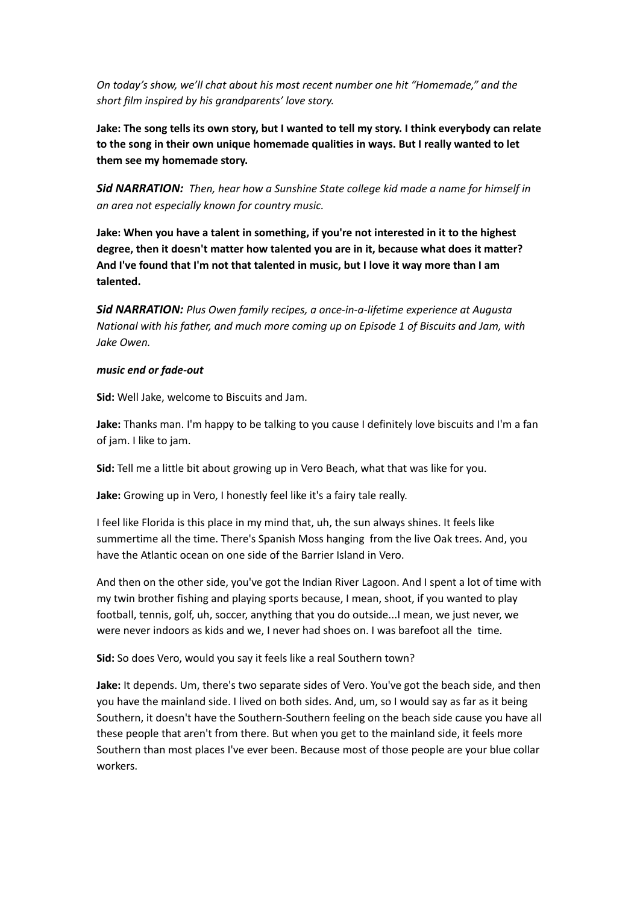*On today's show, we'll chat about his most recent number one hit "Homemade," and the short film inspired by his grandparents' love story.*

**Jake: The song tells its own story, but I wanted to tell my story. I think everybody can relate to the song in their own unique homemade qualities in ways. But I really wanted to let them see my homemade story.**

***Sid NARRATION:*** *Then, hear how a Sunshine State college kid made a name for himself in an area not especially known for country music.*

**Jake: When you have a talent in something, if you're not interested in it to the highest degree, then it doesn't matter how talented you are in it, because what does it matter? And I've found that I'm not that talented in music, but I love it way more than I am talented.**

***Sid NARRATION:*** *Plus Owen family recipes, a once-in-a-lifetime experience at Augusta National with his father, and much more coming up on Episode 1 of Biscuits and Jam, with Jake Owen.*

***music end or fade-out***

**Sid:** Well Jake, welcome to Biscuits and Jam.

**Jake:** Thanks man. I'm happy to be talking to you cause I definitely love biscuits and I'm a fan of jam. I like to jam.

**Sid:** Tell me a little bit about growing up in Vero Beach, what that was like for you.

**Jake:** Growing up in Vero, I honestly feel like it's a fairy tale really.

I feel like Florida is this place in my mind that, uh, the sun always shines. It feels like summertime all the time. There's Spanish Moss hanging from the live Oak trees. And, you have the Atlantic ocean on one side of the Barrier Island in Vero.

And then on the other side, you've got the Indian River Lagoon. And I spent a lot of time with my twin brother fishing and playing sports because, I mean, shoot, if you wanted to play football, tennis, golf, uh, soccer, anything that you do outside...I mean, we just never, we were never indoors as kids and we, I never had shoes on. I was barefoot all the time.

**Sid:** So does Vero, would you say it feels like a real Southern town?

**Jake:** It depends. Um, there's two separate sides of Vero. You've got the beach side, and then you have the mainland side. I lived on both sides. And, um, so I would say as far as it being Southern, it doesn't have the Southern-Southern feeling on the beach side cause you have all these people that aren't from there. But when you get to the mainland side, it feels more Southern than most places I've ever been. Because most of those people are your blue collar workers.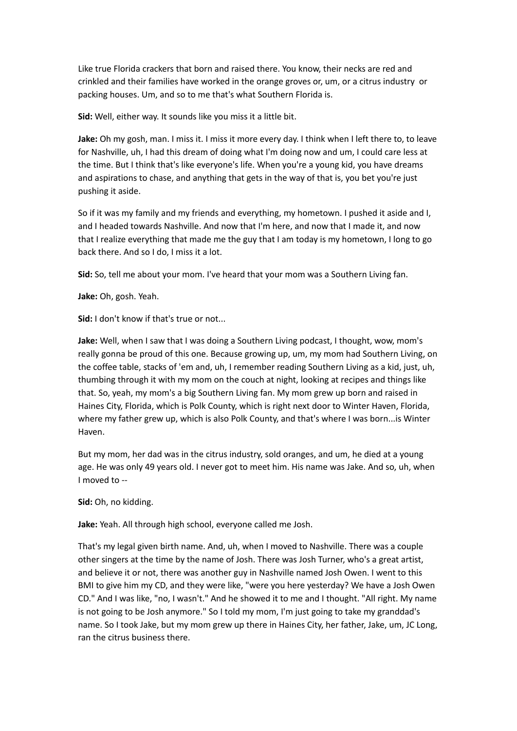Like true Florida crackers that born and raised there. You know, their necks are red and crinkled and their families have worked in the orange groves or, um, or a citrus industry or packing houses. Um, and so to me that's what Southern Florida is.

**Sid:** Well, either way. It sounds like you miss it a little bit.

**Jake:** Oh my gosh, man. I miss it. I miss it more every day. I think when I left there to, to leave for Nashville, uh, I had this dream of doing what I'm doing now and um, I could care less at the time. But I think that's like everyone's life. When you're a young kid, you have dreams and aspirations to chase, and anything that gets in the way of that is, you bet you're just pushing it aside.

So if it was my family and my friends and everything, my hometown. I pushed it aside and I, and I headed towards Nashville. And now that I'm here, and now that I made it, and now that I realize everything that made me the guy that I am today is my hometown, I long to go back there. And so I do, I miss it a lot.

**Sid:** So, tell me about your mom. I've heard that your mom was a Southern Living fan.

**Jake:** Oh, gosh. Yeah.

**Sid:** I don't know if that's true or not...

**Jake:** Well, when I saw that I was doing a Southern Living podcast, I thought, wow, mom's really gonna be proud of this one. Because growing up, um, my mom had Southern Living, on the coffee table, stacks of 'em and, uh, I remember reading Southern Living as a kid, just, uh, thumbing through it with my mom on the couch at night, looking at recipes and things like that. So, yeah, my mom's a big Southern Living fan. My mom grew up born and raised in Haines City, Florida, which is Polk County, which is right next door to Winter Haven, Florida, where my father grew up, which is also Polk County, and that's where I was born...is Winter Haven.

But my mom, her dad was in the citrus industry, sold oranges, and um, he died at a young age. He was only 49 years old. I never got to meet him. His name was Jake. And so, uh, when I moved to --

**Sid:** Oh, no kidding.

**Jake:** Yeah. All through high school, everyone called me Josh.

That's my legal given birth name. And, uh, when I moved to Nashville. There was a couple other singers at the time by the name of Josh. There was Josh Turner, who's a great artist, and believe it or not, there was another guy in Nashville named Josh Owen. I went to this BMI to give him my CD, and they were like, "were you here yesterday? We have a Josh Owen CD." And I was like, "no, I wasn't." And he showed it to me and I thought. "All right. My name is not going to be Josh anymore." So I told my mom, I'm just going to take my granddad's name. So I took Jake, but my mom grew up there in Haines City, her father, Jake, um, JC Long, ran the citrus business there.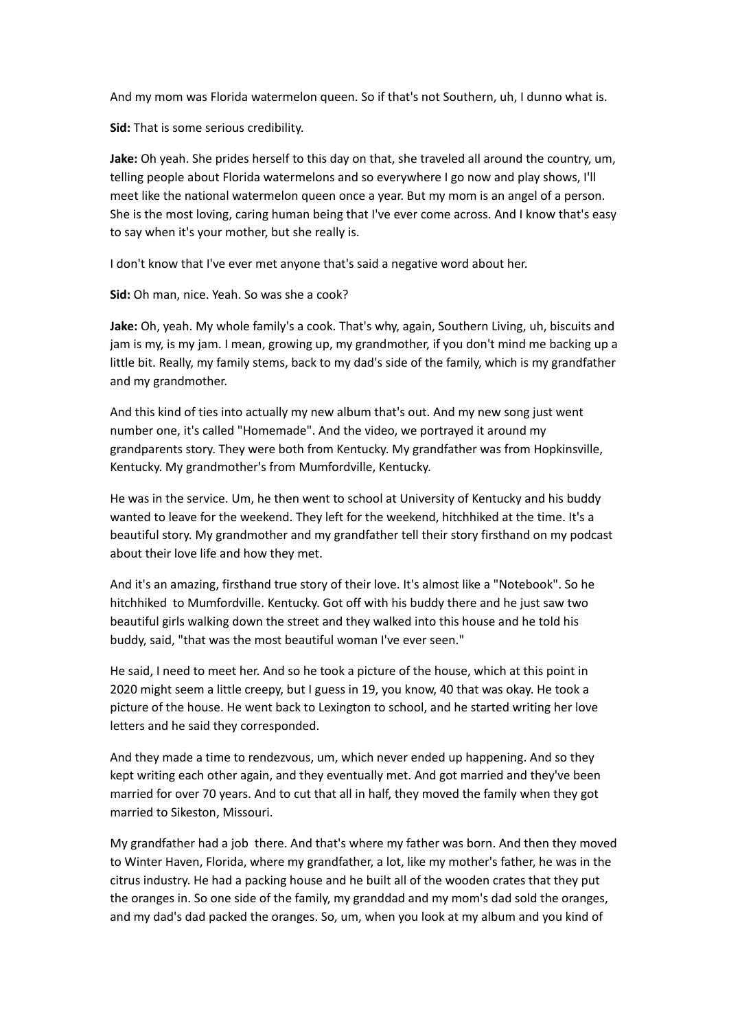And my mom was Florida watermelon queen. So if that's not Southern, uh, I dunno what is.

**Sid:** That is some serious credibility.

**Jake:** Oh yeah. She prides herself to this day on that, she traveled all around the country, um, telling people about Florida watermelons and so everywhere I go now and play shows, I'll meet like the national watermelon queen once a year. But my mom is an angel of a person. She is the most loving, caring human being that I've ever come across. And I know that's easy to say when it's your mother, but she really is.

I don't know that I've ever met anyone that's said a negative word about her.

**Sid:** Oh man, nice. Yeah. So was she a cook?

**Jake:** Oh, yeah. My whole family's a cook. That's why, again, Southern Living, uh, biscuits and jam is my, is my jam. I mean, growing up, my grandmother, if you don't mind me backing up a little bit. Really, my family stems, back to my dad's side of the family, which is my grandfather and my grandmother.

And this kind of ties into actually my new album that's out. And my new song just went number one, it's called "Homemade". And the video, we portrayed it around my grandparents story. They were both from Kentucky. My grandfather was from Hopkinsville, Kentucky. My grandmother's from Mumfordville, Kentucky.

He was in the service. Um, he then went to school at University of Kentucky and his buddy wanted to leave for the weekend. They left for the weekend, hitchhiked at the time. It's a beautiful story. My grandmother and my grandfather tell their story firsthand on my podcast about their love life and how they met.

And it's an amazing, firsthand true story of their love. It's almost like a "Notebook". So he hitchhiked to Mumfordville. Kentucky. Got off with his buddy there and he just saw two beautiful girls walking down the street and they walked into this house and he told his buddy, said, "that was the most beautiful woman I've ever seen."

He said, I need to meet her. And so he took a picture of the house, which at this point in 2020 might seem a little creepy, but I guess in 19, you know, 40 that was okay. He took a picture of the house. He went back to Lexington to school, and he started writing her love letters and he said they corresponded.

And they made a time to rendezvous, um, which never ended up happening. And so they kept writing each other again, and they eventually met. And got married and they've been married for over 70 years. And to cut that all in half, they moved the family when they got married to Sikeston, Missouri.

My grandfather had a job there. And that's where my father was born. And then they moved to Winter Haven, Florida, where my grandfather, a lot, like my mother's father, he was in the citrus industry. He had a packing house and he built all of the wooden crates that they put the oranges in. So one side of the family, my granddad and my mom's dad sold the oranges, and my dad's dad packed the oranges. So, um, when you look at my album and you kind of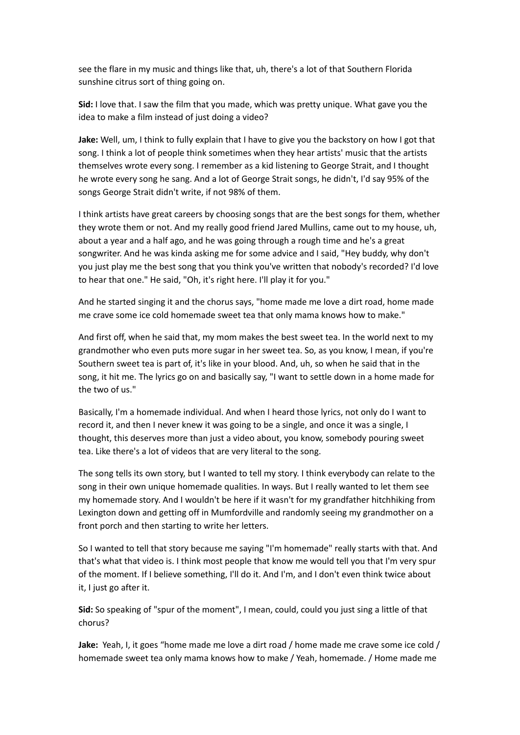see the flare in my music and things like that, uh, there's a lot of that Southern Florida sunshine citrus sort of thing going on.

**Sid:** I love that. I saw the film that you made, which was pretty unique. What gave you the idea to make a film instead of just doing a video?

**Jake:** Well, um, I think to fully explain that I have to give you the backstory on how I got that song. I think a lot of people think sometimes when they hear artists' music that the artists themselves wrote every song. I remember as a kid listening to George Strait, and I thought he wrote every song he sang. And a lot of George Strait songs, he didn't, I'd say 95% of the songs George Strait didn't write, if not 98% of them.

I think artists have great careers by choosing songs that are the best songs for them, whether they wrote them or not. And my really good friend Jared Mullins, came out to my house, uh, about a year and a half ago, and he was going through a rough time and he's a great songwriter. And he was kinda asking me for some advice and I said, "Hey buddy, why don't you just play me the best song that you think you've written that nobody's recorded? I'd love to hear that one." He said, "Oh, it's right here. I'll play it for you."

And he started singing it and the chorus says, "home made me love a dirt road, home made me crave some ice cold homemade sweet tea that only mama knows how to make."

And first off, when he said that, my mom makes the best sweet tea. In the world next to my grandmother who even puts more sugar in her sweet tea. So, as you know, I mean, if you're Southern sweet tea is part of, it's like in your blood. And, uh, so when he said that in the song, it hit me. The lyrics go on and basically say, "I want to settle down in a home made for the two of us."

Basically, I'm a homemade individual. And when I heard those lyrics, not only do I want to record it, and then I never knew it was going to be a single, and once it was a single, I thought, this deserves more than just a video about, you know, somebody pouring sweet tea. Like there's a lot of videos that are very literal to the song.

The song tells its own story, but I wanted to tell my story. I think everybody can relate to the song in their own unique homemade qualities. In ways. But I really wanted to let them see my homemade story. And I wouldn't be here if it wasn't for my grandfather hitchhiking from Lexington down and getting off in Mumfordville and randomly seeing my grandmother on a front porch and then starting to write her letters.

So I wanted to tell that story because me saying "I'm homemade" really starts with that. And that's what that video is. I think most people that know me would tell you that I'm very spur of the moment. If I believe something, I'll do it. And I'm, and I don't even think twice about it, I just go after it.

**Sid:** So speaking of "spur of the moment", I mean, could, could you just sing a little of that chorus?

**Jake:** Yeah, I, it goes "home made me love a dirt road / home made me crave some ice cold / homemade sweet tea only mama knows how to make / Yeah, homemade. / Home made me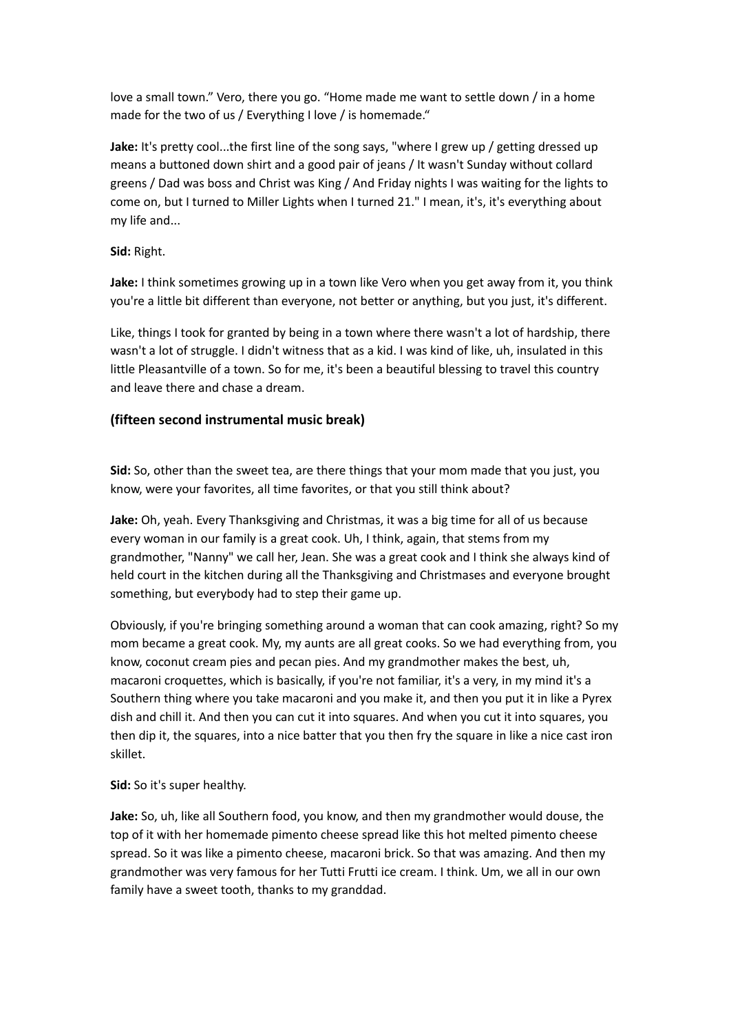love a small town." Vero, there you go. "Home made me want to settle down / in a home made for the two of us / Everything I love / is homemade."

**Jake:** It's pretty cool...the first line of the song says, "where I grew up / getting dressed up means a buttoned down shirt and a good pair of jeans / It wasn't Sunday without collard greens / Dad was boss and Christ was King / And Friday nights I was waiting for the lights to come on, but I turned to Miller Lights when I turned 21." I mean, it's, it's everything about my life and...

**Sid:** Right.

**Jake:** I think sometimes growing up in a town like Vero when you get away from it, you think you're a little bit different than everyone, not better or anything, but you just, it's different.

Like, things I took for granted by being in a town where there wasn't a lot of hardship, there wasn't a lot of struggle. I didn't witness that as a kid. I was kind of like, uh, insulated in this little Pleasantville of a town. So for me, it's been a beautiful blessing to travel this country and leave there and chase a dream.

### (fifteen second instrumental music break)

**Sid:** So, other than the sweet tea, are there things that your mom made that you just, you know, were your favorites, all time favorites, or that you still think about?

**Jake:** Oh, yeah. Every Thanksgiving and Christmas, it was a big time for all of us because every woman in our family is a great cook. Uh, I think, again, that stems from my grandmother, "Nanny" we call her, Jean. She was a great cook and I think she always kind of held court in the kitchen during all the Thanksgiving and Christmases and everyone brought something, but everybody had to step their game up.

Obviously, if you're bringing something around a woman that can cook amazing, right? So my mom became a great cook. My, my aunts are all great cooks. So we had everything from, you know, coconut cream pies and pecan pies. And my grandmother makes the best, uh, macaroni croquettes, which is basically, if you're not familiar, it's a very, in my mind it's a Southern thing where you take macaroni and you make it, and then you put it in like a Pyrex dish and chill it. And then you can cut it into squares. And when you cut it into squares, you then dip it, the squares, into a nice batter that you then fry the square in like a nice cast iron skillet.

**Sid:** So it's super healthy.

**Jake:** So, uh, like all Southern food, you know, and then my grandmother would douse, the top of it with her homemade pimento cheese spread like this hot melted pimento cheese spread. So it was like a pimento cheese, macaroni brick. So that was amazing. And then my grandmother was very famous for her Tutti Frutti ice cream. I think. Um, we all in our own family have a sweet tooth, thanks to my granddad.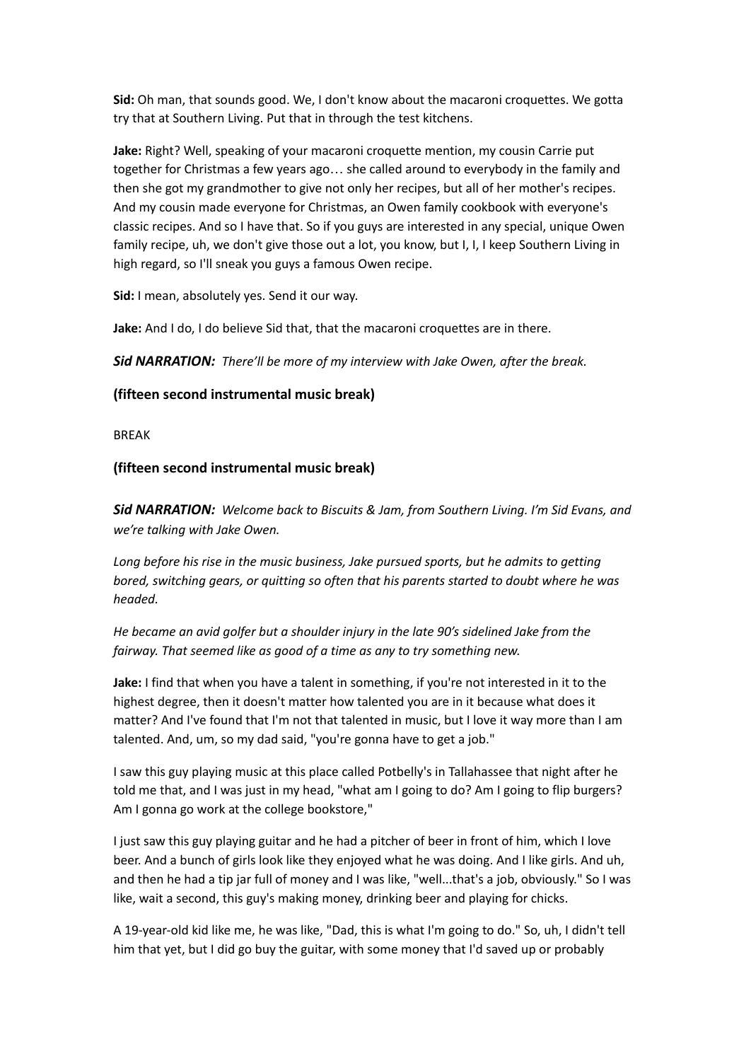**Sid:** Oh man, that sounds good. We, I don't know about the macaroni croquettes. We gotta try that at Southern Living. Put that in through the test kitchens.

**Jake:** Right? Well, speaking of your macaroni croquette mention, my cousin Carrie put together for Christmas a few years ago… she called around to everybody in the family and then she got my grandmother to give not only her recipes, but all of her mother's recipes. And my cousin made everyone for Christmas, an Owen family cookbook with everyone's classic recipes. And so I have that. So if you guys are interested in any special, unique Owen family recipe, uh, we don't give those out a lot, you know, but I, I, I keep Southern Living in high regard, so I'll sneak you guys a famous Owen recipe.

**Sid:** I mean, absolutely yes. Send it our way.

**Jake:** And I do, I do believe Sid that, that the macaroni croquettes are in there.

***Sid NARRATION:*** *There'll be more of my interview with Jake Owen, after the break.*

**(fifteen second instrumental music break)**

BREAK

**(fifteen second instrumental music break)**

***Sid NARRATION:*** *Welcome back to Biscuits & Jam, from Southern Living. I'm Sid Evans, and we're talking with Jake Owen.*

*Long before his rise in the music business, Jake pursued sports, but he admits to getting bored, switching gears, or quitting so often that his parents started to doubt where he was headed.*

*He became an avid golfer but a shoulder injury in the late 90's sidelined Jake from the fairway. That seemed like as good of a time as any to try something new.*

**Jake:** I find that when you have a talent in something, if you're not interested in it to the highest degree, then it doesn't matter how talented you are in it because what does it matter? And I've found that I'm not that talented in music, but I love it way more than I am talented. And, um, so my dad said, "you're gonna have to get a job."

I saw this guy playing music at this place called Potbelly's in Tallahassee that night after he told me that, and I was just in my head, "what am I going to do? Am I going to flip burgers? Am I gonna go work at the college bookstore,"

I just saw this guy playing guitar and he had a pitcher of beer in front of him, which I love beer. And a bunch of girls look like they enjoyed what he was doing. And I like girls. And uh, and then he had a tip jar full of money and I was like, "well...that's a job, obviously." So I was like, wait a second, this guy's making money, drinking beer and playing for chicks.

A 19-year-old kid like me, he was like, "Dad, this is what I'm going to do." So, uh, I didn't tell him that yet, but I did go buy the guitar, with some money that I'd saved up or probably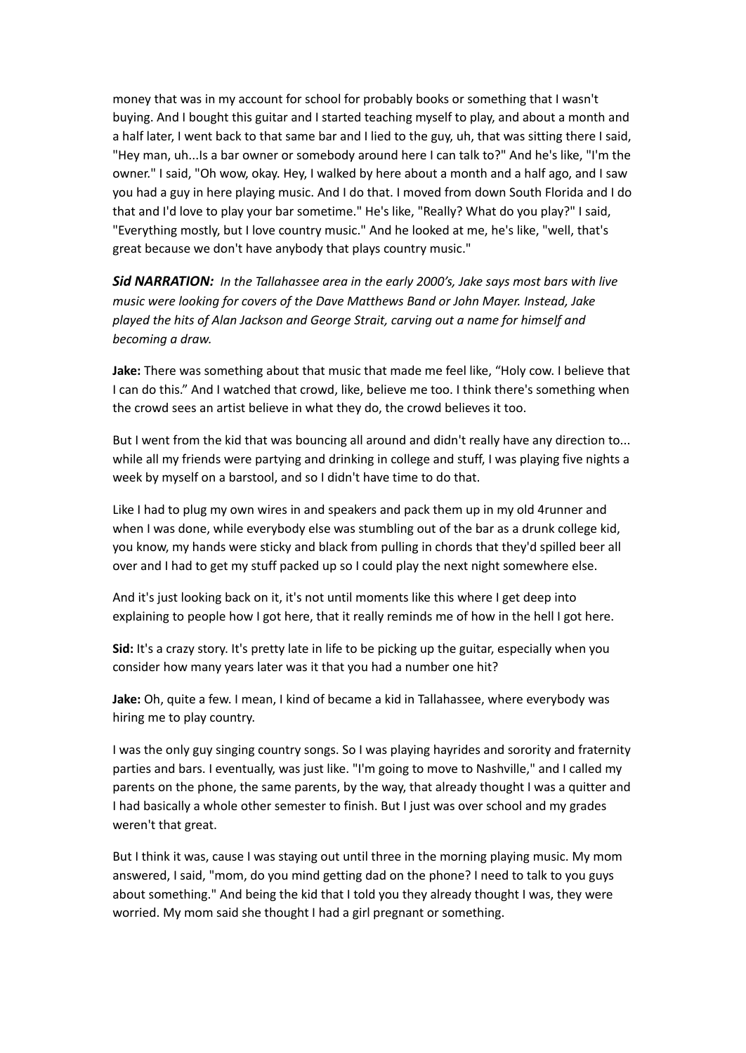money that was in my account for school for probably books or something that I wasn't buying. And I bought this guitar and I started teaching myself to play, and about a month and a half later, I went back to that same bar and I lied to the guy, uh, that was sitting there I said, "Hey man, uh...Is a bar owner or somebody around here I can talk to?" And he's like, "I'm the owner." I said, "Oh wow, okay. Hey, I walked by here about a month and a half ago, and I saw you had a guy in here playing music. And I do that. I moved from down South Florida and I do that and I'd love to play your bar sometime." He's like, "Really? What do you play?" I said, "Everything mostly, but I love country music." And he looked at me, he's like, "well, that's great because we don't have anybody that plays country music."

***Sid NARRATION:*** *In the Tallahassee area in the early 2000's, Jake says most bars with live music were looking for covers of the Dave Matthews Band or John Mayer. Instead, Jake played the hits of Alan Jackson and George Strait, carving out a name for himself and becoming a draw.*

**Jake:** There was something about that music that made me feel like, "Holy cow. I believe that I can do this." And I watched that crowd, like, believe me too. I think there's something when the crowd sees an artist believe in what they do, the crowd believes it too.

But I went from the kid that was bouncing all around and didn't really have any direction to... while all my friends were partying and drinking in college and stuff, I was playing five nights a week by myself on a barstool, and so I didn't have time to do that.

Like I had to plug my own wires in and speakers and pack them up in my old 4runner and when I was done, while everybody else was stumbling out of the bar as a drunk college kid, you know, my hands were sticky and black from pulling in chords that they'd spilled beer all over and I had to get my stuff packed up so I could play the next night somewhere else.

And it's just looking back on it, it's not until moments like this where I get deep into explaining to people how I got here, that it really reminds me of how in the hell I got here.

**Sid:** It's a crazy story. It's pretty late in life to be picking up the guitar, especially when you consider how many years later was it that you had a number one hit?

**Jake:** Oh, quite a few. I mean, I kind of became a kid in Tallahassee, where everybody was hiring me to play country.

I was the only guy singing country songs. So I was playing hayrides and sorority and fraternity parties and bars. I eventually, was just like. "I'm going to move to Nashville," and I called my parents on the phone, the same parents, by the way, that already thought I was a quitter and I had basically a whole other semester to finish. But I just was over school and my grades weren't that great.

But I think it was, cause I was staying out until three in the morning playing music. My mom answered, I said, "mom, do you mind getting dad on the phone? I need to talk to you guys about something." And being the kid that I told you they already thought I was, they were worried. My mom said she thought I had a girl pregnant or something.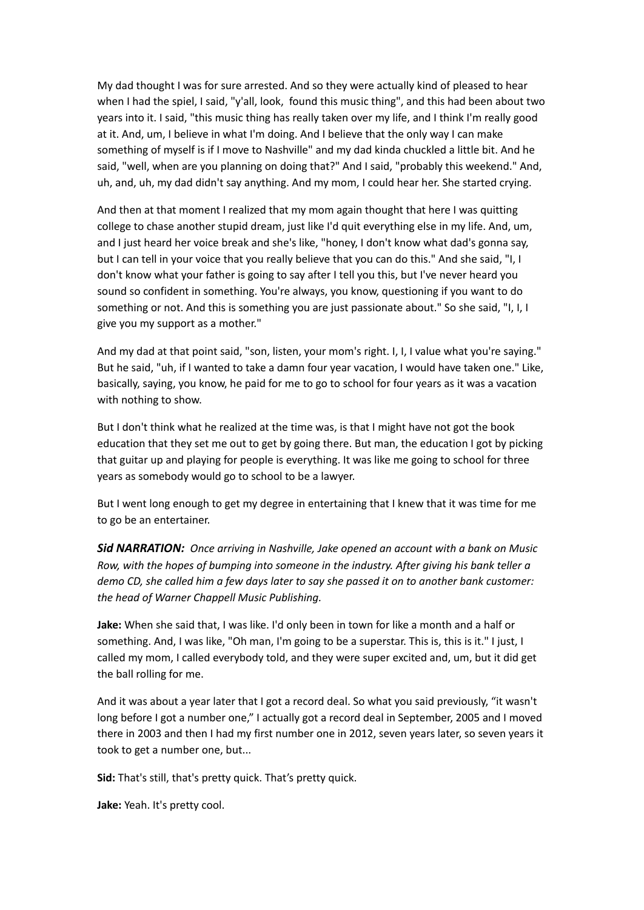My dad thought I was for sure arrested. And so they were actually kind of pleased to hear when I had the spiel, I said, "y'all, look,  found this music thing", and this had been about two years into it. I said, "this music thing has really taken over my life, and I think I'm really good at it. And, um, I believe in what I'm doing. And I believe that the only way I can make something of myself is if I move to Nashville" and my dad kinda chuckled a little bit. And he said, "well, when are you planning on doing that?" And I said, "probably this weekend." And, uh, and, uh, my dad didn't say anything. And my mom, I could hear her. She started crying.

And then at that moment I realized that my mom again thought that here I was quitting college to chase another stupid dream, just like I'd quit everything else in my life. And, um, and I just heard her voice break and she's like, "honey, I don't know what dad's gonna say, but I can tell in your voice that you really believe that you can do this." And she said, "I, I don't know what your father is going to say after I tell you this, but I've never heard you sound so confident in something. You're always, you know, questioning if you want to do something or not. And this is something you are just passionate about." So she said, "I, I, I give you my support as a mother."

And my dad at that point said, "son, listen, your mom's right. I, I, I value what you're saying." But he said, "uh, if I wanted to take a damn four year vacation, I would have taken one." Like, basically, saying, you know, he paid for me to go to school for four years as it was a vacation with nothing to show.

But I don't think what he realized at the time was, is that I might have not got the book education that they set me out to get by going there. But man, the education I got by picking that guitar up and playing for people is everything. It was like me going to school for three years as somebody would go to school to be a lawyer.

But I went long enough to get my degree in entertaining that I knew that it was time for me to go be an entertainer.

***Sid NARRATION:*** *Once arriving in Nashville, Jake opened an account with a bank on Music Row, with the hopes of bumping into someone in the industry. After giving his bank teller a demo CD, she called him a few days later to say she passed it on to another bank customer: the head of Warner Chappell Music Publishing.*

**Jake:** When she said that, I was like. I'd only been in town for like a month and a half or something. And, I was like, "Oh man, I'm going to be a superstar. This is, this is it." I just, I called my mom, I called everybody told, and they were super excited and, um, but it did get the ball rolling for me.

And it was about a year later that I got a record deal. So what you said previously, "it wasn't long before I got a number one," I actually got a record deal in September, 2005 and I moved there in 2003 and then I had my first number one in 2012, seven years later, so seven years it took to get a number one, but...

**Sid:** That's still, that's pretty quick. That's pretty quick.

**Jake:** Yeah. It's pretty cool.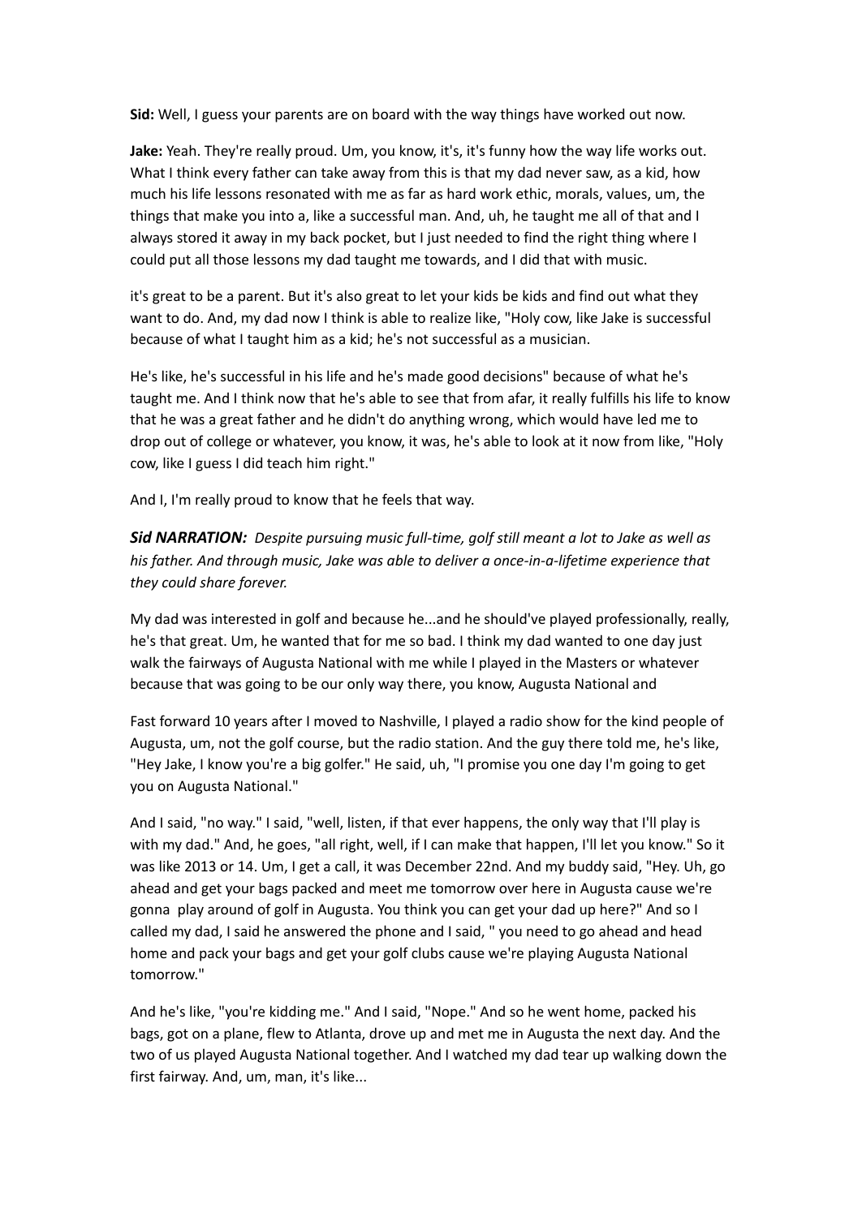**Sid:** Well, I guess your parents are on board with the way things have worked out now.

**Jake:** Yeah. They're really proud. Um, you know, it's, it's funny how the way life works out. What I think every father can take away from this is that my dad never saw, as a kid, how much his life lessons resonated with me as far as hard work ethic, morals, values, um, the things that make you into a, like a successful man. And, uh, he taught me all of that and I always stored it away in my back pocket, but I just needed to find the right thing where I could put all those lessons my dad taught me towards, and I did that with music.

it's great to be a parent. But it's also great to let your kids be kids and find out what they want to do. And, my dad now I think is able to realize like, "Holy cow, like Jake is successful because of what I taught him as a kid; he's not successful as a musician.

He's like, he's successful in his life and he's made good decisions" because of what he's taught me. And I think now that he's able to see that from afar, it really fulfills his life to know that he was a great father and he didn't do anything wrong, which would have led me to drop out of college or whatever, you know, it was, he's able to look at it now from like, "Holy cow, like I guess I did teach him right."

And I, I'm really proud to know that he feels that way.

***Sid NARRATION:*** *Despite pursuing music full-time, golf still meant a lot to Jake as well as his father. And through music, Jake was able to deliver a once-in-a-lifetime experience that they could share forever.*

My dad was interested in golf and because he...and he should've played professionally, really, he's that great. Um, he wanted that for me so bad. I think my dad wanted to one day just walk the fairways of Augusta National with me while I played in the Masters or whatever because that was going to be our only way there, you know, Augusta National and

Fast forward 10 years after I moved to Nashville, I played a radio show for the kind people of Augusta, um, not the golf course, but the radio station. And the guy there told me, he's like, "Hey Jake, I know you're a big golfer." He said, uh, "I promise you one day I'm going to get you on Augusta National."

And I said, "no way." I said, "well, listen, if that ever happens, the only way that I'll play is with my dad." And, he goes, "all right, well, if I can make that happen, I'll let you know." So it was like 2013 or 14. Um, I get a call, it was December 22nd. And my buddy said, "Hey. Uh, go ahead and get your bags packed and meet me tomorrow over here in Augusta cause we're gonna play around of golf in Augusta. You think you can get your dad up here?" And so I called my dad, I said he answered the phone and I said, " you need to go ahead and head home and pack your bags and get your golf clubs cause we're playing Augusta National tomorrow."

And he's like, "you're kidding me." And I said, "Nope." And so he went home, packed his bags, got on a plane, flew to Atlanta, drove up and met me in Augusta the next day. And the two of us played Augusta National together. And I watched my dad tear up walking down the first fairway. And, um, man, it's like...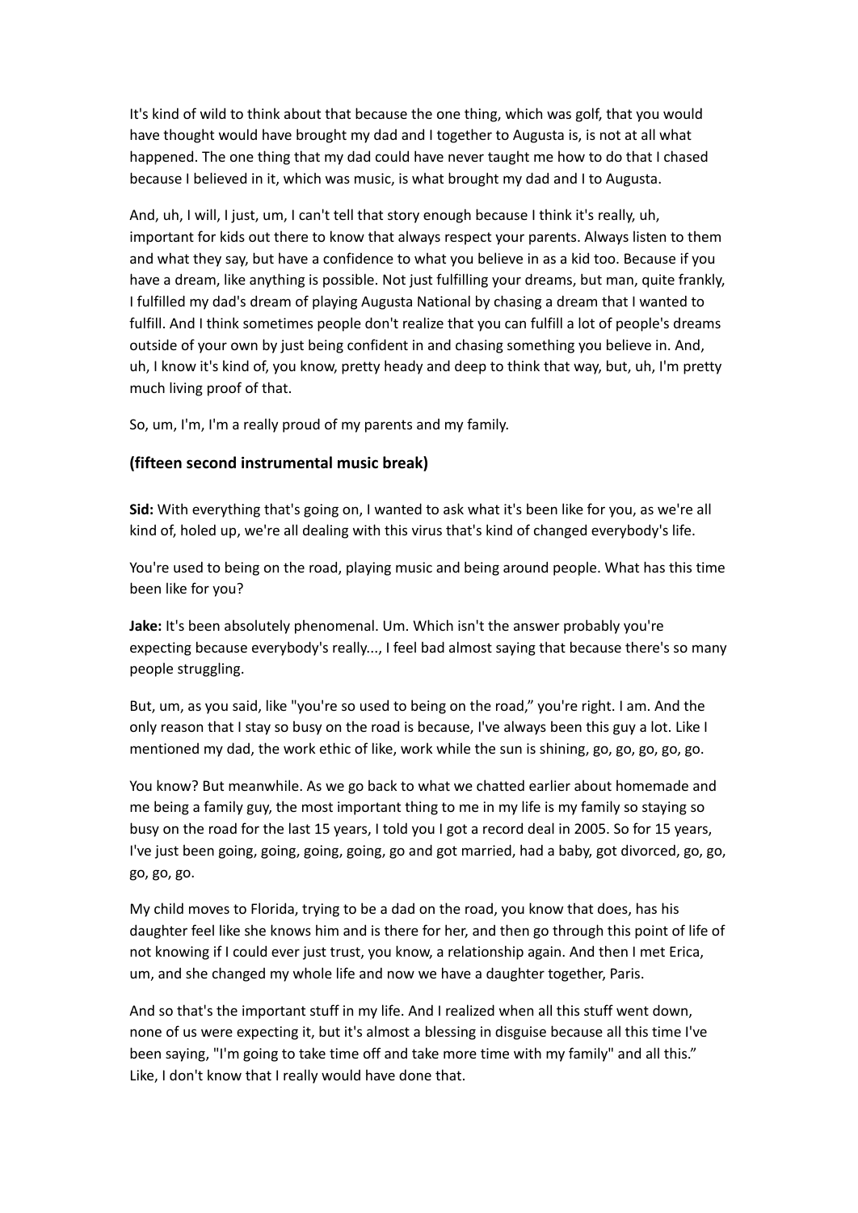It's kind of wild to think about that because the one thing, which was golf, that you would have thought would have brought my dad and I together to Augusta is, is not at all what happened. The one thing that my dad could have never taught me how to do that I chased because I believed in it, which was music, is what brought my dad and I to Augusta.

And, uh, I will, I just, um, I can't tell that story enough because I think it's really, uh, important for kids out there to know that always respect your parents. Always listen to them and what they say, but have a confidence to what you believe in as a kid too. Because if you have a dream, like anything is possible. Not just fulfilling your dreams, but man, quite frankly, I fulfilled my dad's dream of playing Augusta National by chasing a dream that I wanted to fulfill. And I think sometimes people don't realize that you can fulfill a lot of people's dreams outside of your own by just being confident in and chasing something you believe in. And, uh, I know it's kind of, you know, pretty heady and deep to think that way, but, uh, I'm pretty much living proof of that.

So, um, I'm, I'm a really proud of my parents and my family.

### (fifteen second instrumental music break)

**Sid:** With everything that's going on, I wanted to ask what it's been like for you, as we're all kind of, holed up, we're all dealing with this virus that's kind of changed everybody's life.

You're used to being on the road, playing music and being around people. What has this time been like for you?

**Jake:** It's been absolutely phenomenal. Um. Which isn't the answer probably you're expecting because everybody's really..., I feel bad almost saying that because there's so many people struggling.

But, um, as you said, like "you're so used to being on the road," you're right. I am. And the only reason that I stay so busy on the road is because, I've always been this guy a lot. Like I mentioned my dad, the work ethic of like, work while the sun is shining, go, go, go, go, go.

You know? But meanwhile. As we go back to what we chatted earlier about homemade and me being a family guy, the most important thing to me in my life is my family so staying so busy on the road for the last 15 years, I told you I got a record deal in 2005. So for 15 years, I've just been going, going, going, going, go and got married, had a baby, got divorced, go, go, go, go, go.

My child moves to Florida, trying to be a dad on the road, you know that does, has his daughter feel like she knows him and is there for her, and then go through this point of life of not knowing if I could ever just trust, you know, a relationship again. And then I met Erica, um, and she changed my whole life and now we have a daughter together, Paris.

And so that's the important stuff in my life. And I realized when all this stuff went down, none of us were expecting it, but it's almost a blessing in disguise because all this time I've been saying, "I'm going to take time off and take more time with my family" and all this." Like, I don't know that I really would have done that.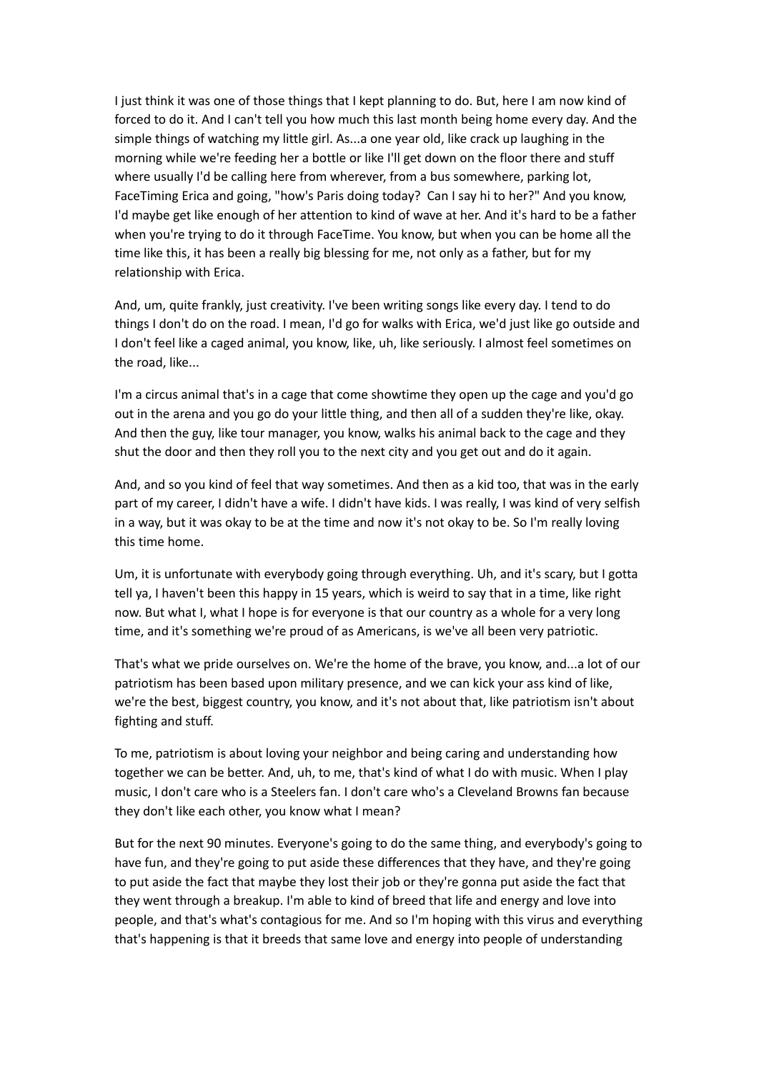I just think it was one of those things that I kept planning to do. But, here I am now kind of forced to do it. And I can't tell you how much this last month being home every day. And the simple things of watching my little girl. As...a one year old, like crack up laughing in the morning while we're feeding her a bottle or like I'll get down on the floor there and stuff where usually I'd be calling here from wherever, from a bus somewhere, parking lot, FaceTiming Erica and going, "how's Paris doing today? Can I say hi to her?" And you know, I'd maybe get like enough of her attention to kind of wave at her. And it's hard to be a father when you're trying to do it through FaceTime. You know, but when you can be home all the time like this, it has been a really big blessing for me, not only as a father, but for my relationship with Erica.

And, um, quite frankly, just creativity. I've been writing songs like every day. I tend to do things I don't do on the road. I mean, I'd go for walks with Erica, we'd just like go outside and I don't feel like a caged animal, you know, like, uh, like seriously. I almost feel sometimes on the road, like...

I'm a circus animal that's in a cage that come showtime they open up the cage and you'd go out in the arena and you go do your little thing, and then all of a sudden they're like, okay. And then the guy, like tour manager, you know, walks his animal back to the cage and they shut the door and then they roll you to the next city and you get out and do it again.

And, and so you kind of feel that way sometimes. And then as a kid too, that was in the early part of my career, I didn't have a wife. I didn't have kids. I was really, I was kind of very selfish in a way, but it was okay to be at the time and now it's not okay to be. So I'm really loving this time home.

Um, it is unfortunate with everybody going through everything. Uh, and it's scary, but I gotta tell ya, I haven't been this happy in 15 years, which is weird to say that in a time, like right now. But what I, what I hope is for everyone is that our country as a whole for a very long time, and it's something we're proud of as Americans, is we've all been very patriotic.

That's what we pride ourselves on. We're the home of the brave, you know, and...a lot of our patriotism has been based upon military presence, and we can kick your ass kind of like, we're the best, biggest country, you know, and it's not about that, like patriotism isn't about fighting and stuff.

To me, patriotism is about loving your neighbor and being caring and understanding how together we can be better. And, uh, to me, that's kind of what I do with music. When I play music, I don't care who is a Steelers fan. I don't care who's a Cleveland Browns fan because they don't like each other, you know what I mean?

But for the next 90 minutes. Everyone's going to do the same thing, and everybody's going to have fun, and they're going to put aside these differences that they have, and they're going to put aside the fact that maybe they lost their job or they're gonna put aside the fact that they went through a breakup. I'm able to kind of breed that life and energy and love into people, and that's what's contagious for me. And so I'm hoping with this virus and everything that's happening is that it breeds that same love and energy into people of understanding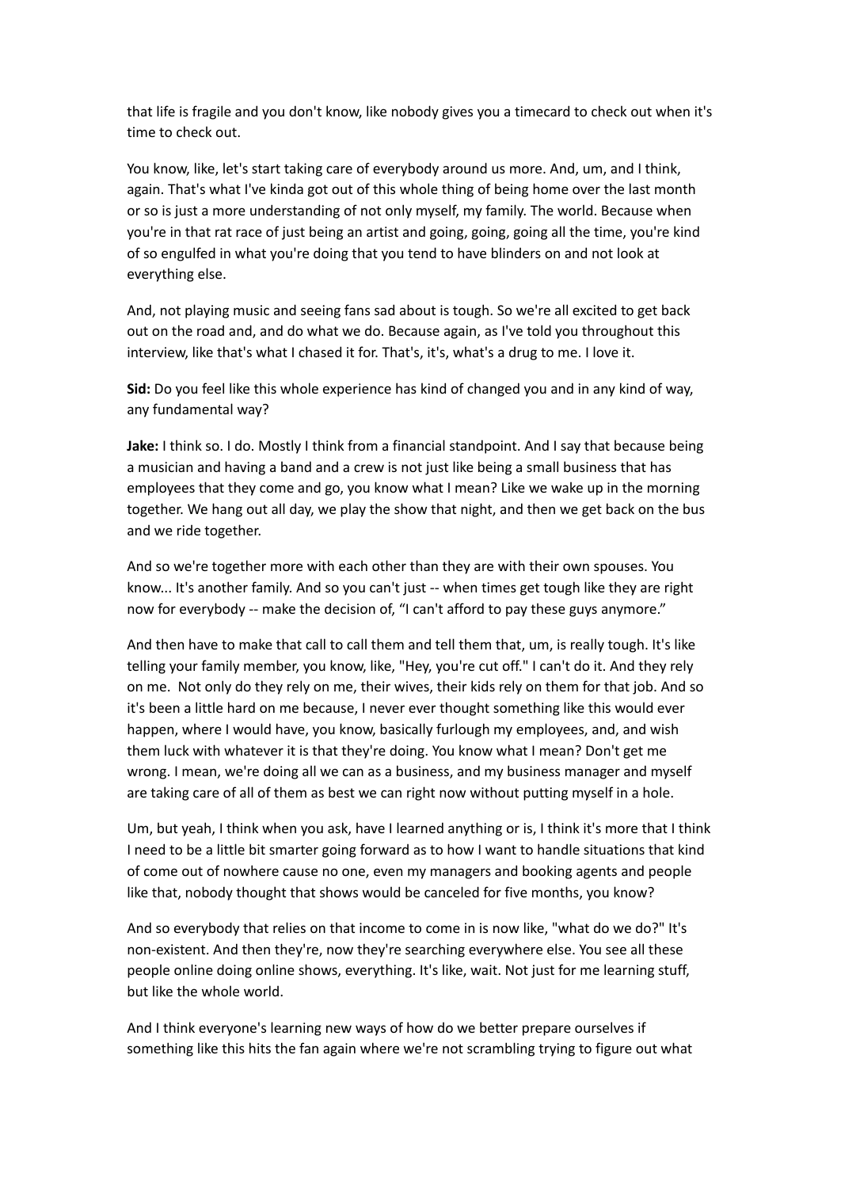that life is fragile and you don't know, like nobody gives you a timecard to check out when it's time to check out.

You know, like, let's start taking care of everybody around us more. And, um, and I think, again. That's what I've kinda got out of this whole thing of being home over the last month or so is just a more understanding of not only myself, my family. The world. Because when you're in that rat race of just being an artist and going, going, going all the time, you're kind of so engulfed in what you're doing that you tend to have blinders on and not look at everything else.

And, not playing music and seeing fans sad about is tough. So we're all excited to get back out on the road and, and do what we do. Because again, as I've told you throughout this interview, like that's what I chased it for. That's, it's, what's a drug to me. I love it.

**Sid:** Do you feel like this whole experience has kind of changed you and in any kind of way, any fundamental way?

**Jake:** I think so. I do. Mostly I think from a financial standpoint. And I say that because being a musician and having a band and a crew is not just like being a small business that has employees that they come and go, you know what I mean? Like we wake up in the morning together. We hang out all day, we play the show that night, and then we get back on the bus and we ride together.

And so we're together more with each other than they are with their own spouses. You know... It's another family. And so you can't just -- when times get tough like they are right now for everybody -- make the decision of, "I can't afford to pay these guys anymore."

And then have to make that call to call them and tell them that, um, is really tough. It's like telling your family member, you know, like, "Hey, you're cut off." I can't do it. And they rely on me. Not only do they rely on me, their wives, their kids rely on them for that job. And so it's been a little hard on me because, I never ever thought something like this would ever happen, where I would have, you know, basically furlough my employees, and, and wish them luck with whatever it is that they're doing. You know what I mean? Don't get me wrong. I mean, we're doing all we can as a business, and my business manager and myself are taking care of all of them as best we can right now without putting myself in a hole.

Um, but yeah, I think when you ask, have I learned anything or is, I think it's more that I think I need to be a little bit smarter going forward as to how I want to handle situations that kind of come out of nowhere cause no one, even my managers and booking agents and people like that, nobody thought that shows would be canceled for five months, you know?

And so everybody that relies on that income to come in is now like, "what do we do?" It's non-existent. And then they're, now they're searching everywhere else. You see all these people online doing online shows, everything. It's like, wait. Not just for me learning stuff, but like the whole world.

And I think everyone's learning new ways of how do we better prepare ourselves if something like this hits the fan again where we're not scrambling trying to figure out what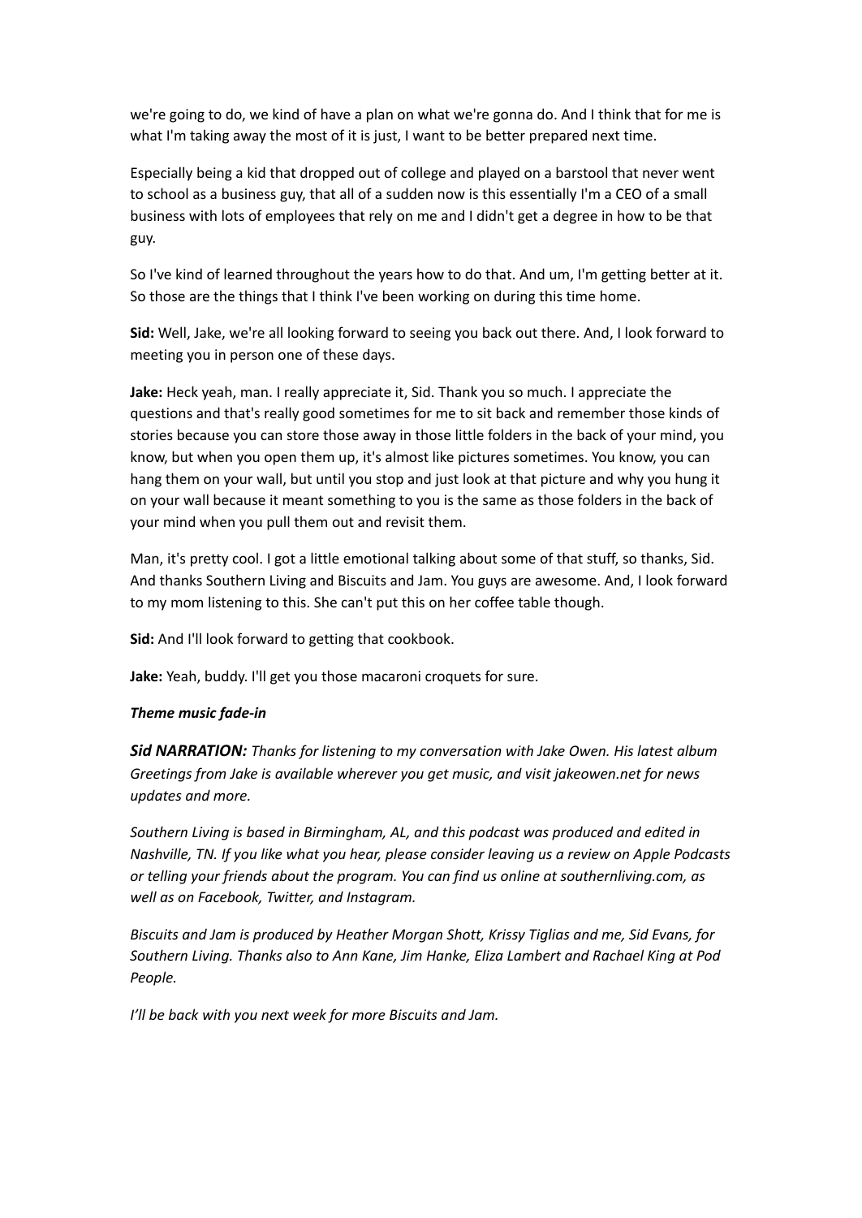we're going to do, we kind of have a plan on what we're gonna do. And I think that for me is what I'm taking away the most of it is just, I want to be better prepared next time.

Especially being a kid that dropped out of college and played on a barstool that never went to school as a business guy, that all of a sudden now is this essentially I'm a CEO of a small business with lots of employees that rely on me and I didn't get a degree in how to be that guy.

So I've kind of learned throughout the years how to do that. And um, I'm getting better at it. So those are the things that I think I've been working on during this time home.

**Sid:** Well, Jake, we're all looking forward to seeing you back out there. And, I look forward to meeting you in person one of these days.

**Jake:** Heck yeah, man. I really appreciate it, Sid. Thank you so much. I appreciate the questions and that's really good sometimes for me to sit back and remember those kinds of stories because you can store those away in those little folders in the back of your mind, you know, but when you open them up, it's almost like pictures sometimes. You know, you can hang them on your wall, but until you stop and just look at that picture and why you hung it on your wall because it meant something to you is the same as those folders in the back of your mind when you pull them out and revisit them.

Man, it's pretty cool. I got a little emotional talking about some of that stuff, so thanks, Sid. And thanks Southern Living and Biscuits and Jam. You guys are awesome. And, I look forward to my mom listening to this. She can't put this on her coffee table though.

**Sid:** And I'll look forward to getting that cookbook.

**Jake:** Yeah, buddy. I'll get you those macaroni croquets for sure.

***Theme music fade-in***

***Sid NARRATION:*** *Thanks for listening to my conversation with Jake Owen. His latest album Greetings from Jake is available wherever you get music, and visit jakeowen.net for news updates and more.*

*Southern Living is based in Birmingham, AL, and this podcast was produced and edited in Nashville, TN. If you like what you hear, please consider leaving us a review on Apple Podcasts or telling your friends about the program. You can find us online at southernliving.com, as well as on Facebook, Twitter, and Instagram.*

*Biscuits and Jam is produced by Heather Morgan Shott, Krissy Tiglias and me, Sid Evans, for Southern Living. Thanks also to Ann Kane, Jim Hanke, Eliza Lambert and Rachael King at Pod People.*

*I'll be back with you next week for more Biscuits and Jam.*